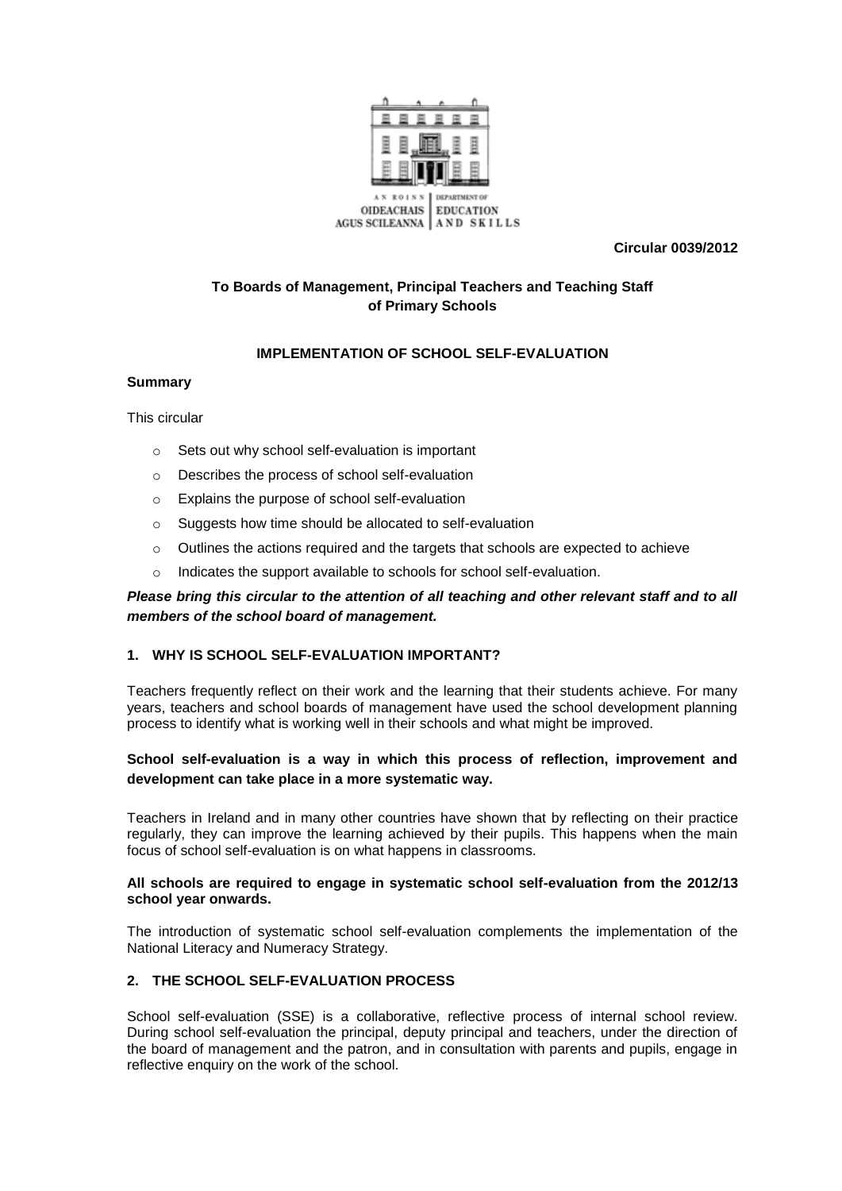AN ROINN OIDEACHAIS AGUS SCILEANNA | DEPARTMENT OF EDUCATION AND SKILLS

**Circular 0039/2012**

**To Boards of Management, Principal Teachers and Teaching Staff of Primary Schools**

**IMPLEMENTATION OF SCHOOL SELF-EVALUATION**

**Summary**

This circular

- Sets out why school self-evaluation is important
- Describes the process of school self-evaluation
- Explains the purpose of school self-evaluation
- Suggests how time should be allocated to self-evaluation
- Outlines the actions required and the targets that schools are expected to achieve
- Indicates the support available to schools for school self-evaluation.

***Please bring this circular to the attention of all teaching and other relevant staff and to all members of the school board of management.***

## 1. WHY IS SCHOOL SELF-EVALUATION IMPORTANT?

Teachers frequently reflect on their work and the learning that their students achieve. For many years, teachers and school boards of management have used the school development planning process to identify what is working well in their schools and what might be improved.

**School self-evaluation is a way in which this process of reflection, improvement and development can take place in a more systematic way.**

Teachers in Ireland and in many other countries have shown that by reflecting on their practice regularly, they can improve the learning achieved by their pupils. This happens when the main focus of school self-evaluation is on what happens in classrooms.

**All schools are required to engage in systematic school self-evaluation from the 2012/13 school year onwards.**

The introduction of systematic school self-evaluation complements the implementation of the National Literacy and Numeracy Strategy.

## 2. THE SCHOOL SELF-EVALUATION PROCESS

School self-evaluation (SSE) is a collaborative, reflective process of internal school review. During school self-evaluation the principal, deputy principal and teachers, under the direction of the board of management and the patron, and in consultation with parents and pupils, engage in reflective enquiry on the work of the school.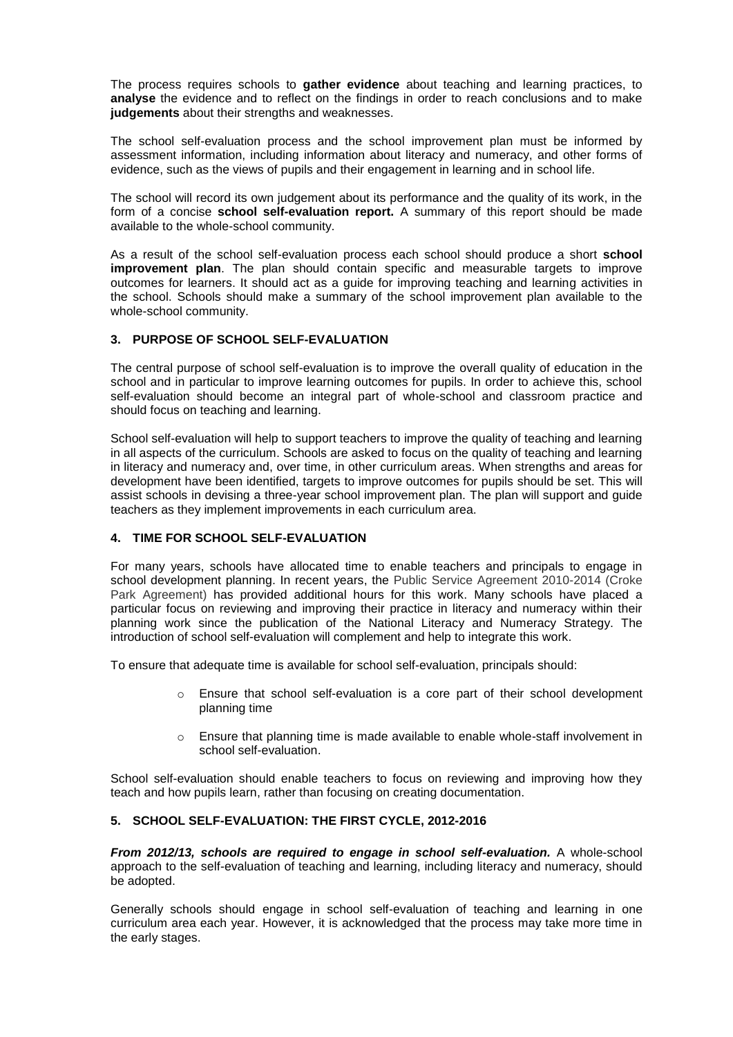The process requires schools to **gather evidence** about teaching and learning practices, to **analyse** the evidence and to reflect on the findings in order to reach conclusions and to make **judgements** about their strengths and weaknesses.

The school self-evaluation process and the school improvement plan must be informed by assessment information, including information about literacy and numeracy, and other forms of evidence, such as the views of pupils and their engagement in learning and in school life.

The school will record its own judgement about its performance and the quality of its work, in the form of a concise **school self-evaluation report.** A summary of this report should be made available to the whole-school community.

As a result of the school self-evaluation process each school should produce a short **school improvement plan**. The plan should contain specific and measurable targets to improve outcomes for learners. It should act as a guide for improving teaching and learning activities in the school. Schools should make a summary of the school improvement plan available to the whole-school community.

## 3. PURPOSE OF SCHOOL SELF-EVALUATION

The central purpose of school self-evaluation is to improve the overall quality of education in the school and in particular to improve learning outcomes for pupils. In order to achieve this, school self-evaluation should become an integral part of whole-school and classroom practice and should focus on teaching and learning.

School self-evaluation will help to support teachers to improve the quality of teaching and learning in all aspects of the curriculum. Schools are asked to focus on the quality of teaching and learning in literacy and numeracy and, over time, in other curriculum areas. When strengths and areas for development have been identified, targets to improve outcomes for pupils should be set. This will assist schools in devising a three-year school improvement plan. The plan will support and guide teachers as they implement improvements in each curriculum area.

## 4. TIME FOR SCHOOL SELF-EVALUATION

For many years, schools have allocated time to enable teachers and principals to engage in school development planning. In recent years, the Public Service Agreement 2010-2014 (Croke Park Agreement) has provided additional hours for this work. Many schools have placed a particular focus on reviewing and improving their practice in literacy and numeracy within their planning work since the publication of the National Literacy and Numeracy Strategy. The introduction of school self-evaluation will complement and help to integrate this work.

To ensure that adequate time is available for school self-evaluation, principals should:

- Ensure that school self-evaluation is a core part of their school development planning time
- Ensure that planning time is made available to enable whole-staff involvement in school self-evaluation.

School self-evaluation should enable teachers to focus on reviewing and improving how they teach and how pupils learn, rather than focusing on creating documentation.

## 5. SCHOOL SELF-EVALUATION: THE FIRST CYCLE, 2012-2016

***From 2012/13, schools are required to engage in school self-evaluation.*** A whole-school approach to the self-evaluation of teaching and learning, including literacy and numeracy, should be adopted.

Generally schools should engage in school self-evaluation of teaching and learning in one curriculum area each year. However, it is acknowledged that the process may take more time in the early stages.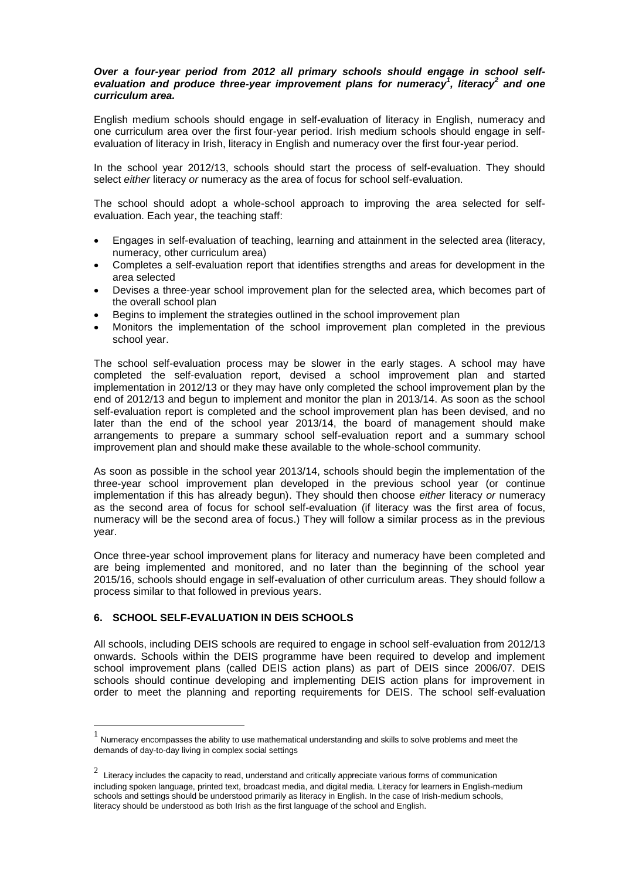***Over a four-year period from 2012 all primary schools should engage in school self-evaluation and produce three-year improvement plans for numeracy[1], literacy[2] and one curriculum area.***

English medium schools should engage in self-evaluation of literacy in English, numeracy and one curriculum area over the first four-year period. Irish medium schools should engage in self-evaluation of literacy in Irish, literacy in English and numeracy over the first four-year period.

In the school year 2012/13, schools should start the process of self-evaluation. They should select *either* literacy *or* numeracy as the area of focus for school self-evaluation.

The school should adopt a whole-school approach to improving the area selected for self-evaluation. Each year, the teaching staff:

- Engages in self-evaluation of teaching, learning and attainment in the selected area (literacy, numeracy, other curriculum area)
- Completes a self-evaluation report that identifies strengths and areas for development in the area selected
- Devises a three-year school improvement plan for the selected area, which becomes part of the overall school plan
- Begins to implement the strategies outlined in the school improvement plan
- Monitors the implementation of the school improvement plan completed in the previous school year.

The school self-evaluation process may be slower in the early stages. A school may have completed the self-evaluation report, devised a school improvement plan and started implementation in 2012/13 or they may have only completed the school improvement plan by the end of 2012/13 and begun to implement and monitor the plan in 2013/14. As soon as the school self-evaluation report is completed and the school improvement plan has been devised, and no later than the end of the school year 2013/14, the board of management should make arrangements to prepare a summary school self-evaluation report and a summary school improvement plan and should make these available to the whole-school community.

As soon as possible in the school year 2013/14, schools should begin the implementation of the three-year school improvement plan developed in the previous school year (or continue implementation if this has already begun). They should then choose *either* literacy *or* numeracy as the second area of focus for school self-evaluation (if literacy was the first area of focus, numeracy will be the second area of focus.) They will follow a similar process as in the previous year.

Once three-year school improvement plans for literacy and numeracy have been completed and are being implemented and monitored, and no later than the beginning of the school year 2015/16, schools should engage in self-evaluation of other curriculum areas. They should follow a process similar to that followed in previous years.

## 6. SCHOOL SELF-EVALUATION IN DEIS SCHOOLS

All schools, including DEIS schools are required to engage in school self-evaluation from 2012/13 onwards. Schools within the DEIS programme have been required to develop and implement school improvement plans (called DEIS action plans) as part of DEIS since 2006/07. DEIS schools should continue developing and implementing DEIS action plans for improvement in order to meet the planning and reporting requirements for DEIS. The school self-evaluation

---

[1] Numeracy encompasses the ability to use mathematical understanding and skills to solve problems and meet the demands of day-to-day living in complex social settings

[2] Literacy includes the capacity to read, understand and critically appreciate various forms of communication including spoken language, printed text, broadcast media, and digital media. Literacy for learners in English-medium schools and settings should be understood primarily as literacy in English. In the case of Irish-medium schools, literacy should be understood as both Irish as the first language of the school and English.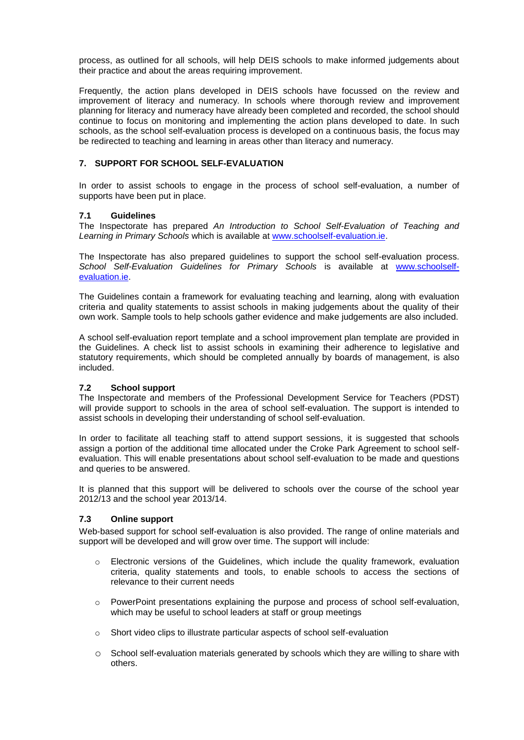process, as outlined for all schools, will help DEIS schools to make informed judgements about their practice and about the areas requiring improvement.

Frequently, the action plans developed in DEIS schools have focussed on the review and improvement of literacy and numeracy. In schools where thorough review and improvement planning for literacy and numeracy have already been completed and recorded, the school should continue to focus on monitoring and implementing the action plans developed to date. In such schools, as the school self-evaluation process is developed on a continuous basis, the focus may be redirected to teaching and learning in areas other than literacy and numeracy.

## 7. SUPPORT FOR SCHOOL SELF-EVALUATION

In order to assist schools to engage in the process of school self-evaluation, a number of supports have been put in place.

### 7.1 Guidelines

The Inspectorate has prepared *An Introduction to School Self-Evaluation of Teaching and Learning in Primary Schools* which is available at www.schoolself-evaluation.ie.

The Inspectorate has also prepared guidelines to support the school self-evaluation process. *School Self-Evaluation Guidelines for Primary Schools* is available at www.schoolself-evaluation.ie.

The Guidelines contain a framework for evaluating teaching and learning, along with evaluation criteria and quality statements to assist schools in making judgements about the quality of their own work. Sample tools to help schools gather evidence and make judgements are also included.

A school self-evaluation report template and a school improvement plan template are provided in the Guidelines. A check list to assist schools in examining their adherence to legislative and statutory requirements, which should be completed annually by boards of management, is also included.

### 7.2 School support

The Inspectorate and members of the Professional Development Service for Teachers (PDST) will provide support to schools in the area of school self-evaluation. The support is intended to assist schools in developing their understanding of school self-evaluation.

In order to facilitate all teaching staff to attend support sessions, it is suggested that schools assign a portion of the additional time allocated under the Croke Park Agreement to school self-evaluation. This will enable presentations about school self-evaluation to be made and questions and queries to be answered.

It is planned that this support will be delivered to schools over the course of the school year 2012/13 and the school year 2013/14.

### 7.3 Online support

Web-based support for school self-evaluation is also provided. The range of online materials and support will be developed and will grow over time. The support will include:

- Electronic versions of the Guidelines, which include the quality framework, evaluation criteria, quality statements and tools, to enable schools to access the sections of relevance to their current needs
- PowerPoint presentations explaining the purpose and process of school self-evaluation, which may be useful to school leaders at staff or group meetings
- Short video clips to illustrate particular aspects of school self-evaluation
- School self-evaluation materials generated by schools which they are willing to share with others.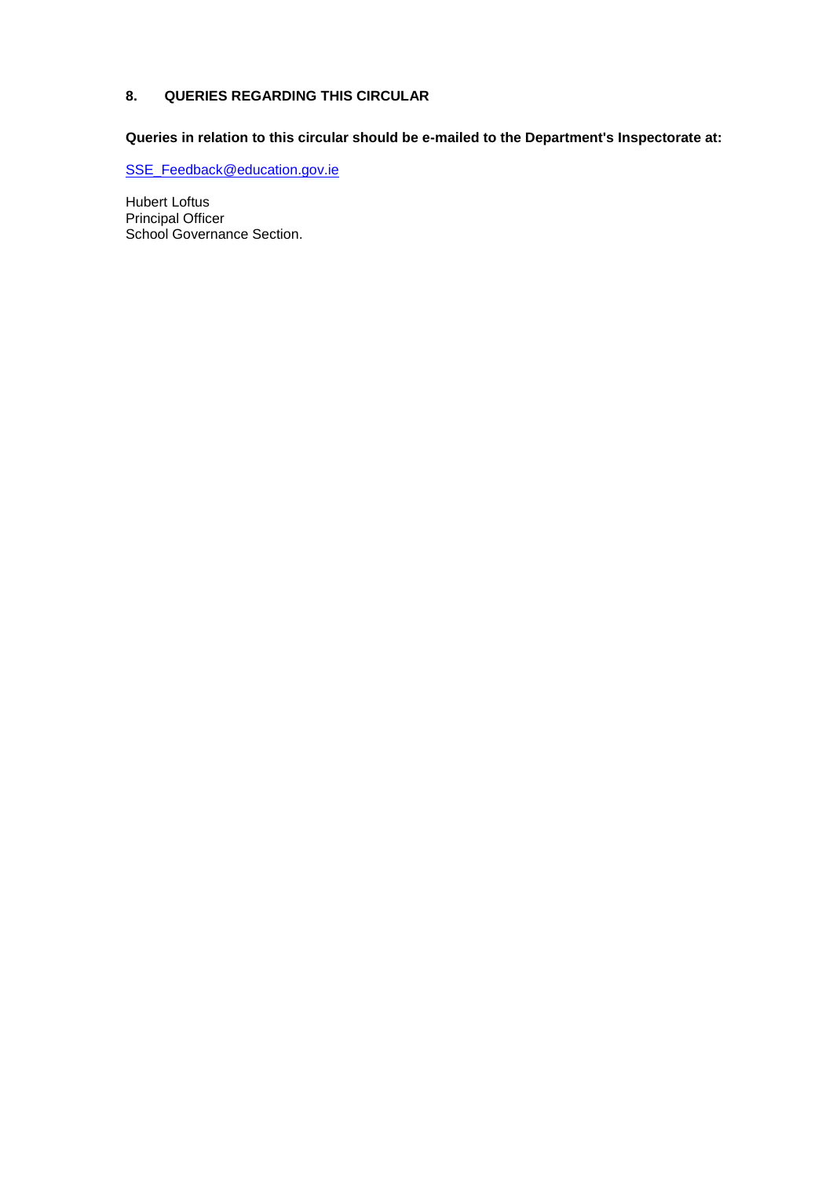## 8. QUERIES REGARDING THIS CIRCULAR

**Queries in relation to this circular should be e-mailed to the Department's Inspectorate at:**

SSE_Feedback@education.gov.ie

Hubert Loftus
Principal Officer
School Governance Section.